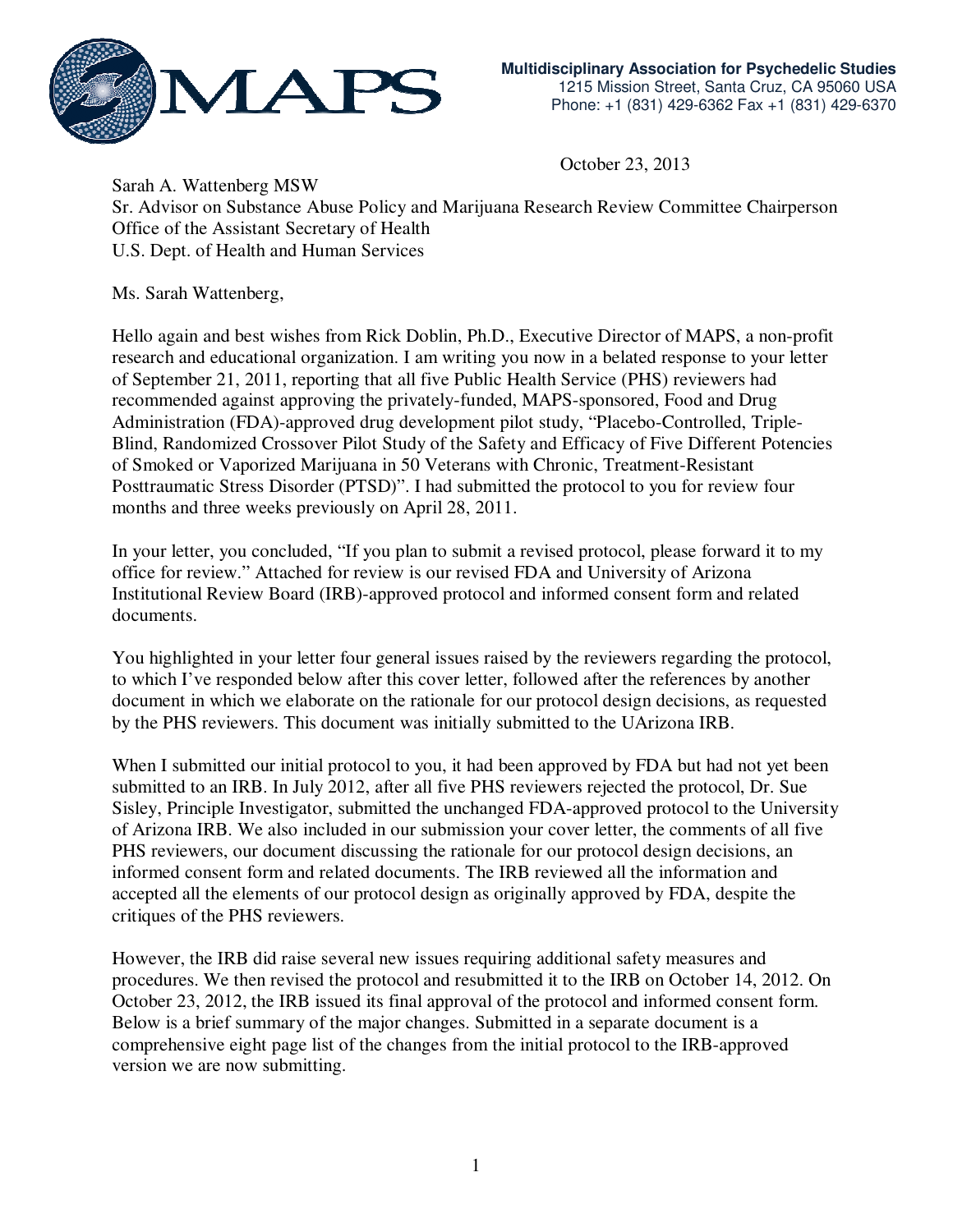MAPS

**Multidisciplinary Association for Psychedelic Studies**
1215 Mission Street, Santa Cruz, CA 95060 USA
Phone: +1 (831) 429-6362 Fax +1 (831) 429-6370

October 23, 2013

Sarah A. Wattenberg MSW
Sr. Advisor on Substance Abuse Policy and Marijuana Research Review Committee Chairperson
Office of the Assistant Secretary of Health
U.S. Dept. of Health and Human Services

Ms. Sarah Wattenberg,

Hello again and best wishes from Rick Doblin, Ph.D., Executive Director of MAPS, a non-profit research and educational organization. I am writing you now in a belated response to your letter of September 21, 2011, reporting that all five Public Health Service (PHS) reviewers had recommended against approving the privately-funded, MAPS-sponsored, Food and Drug Administration (FDA)-approved drug development pilot study, "Placebo-Controlled, Triple-Blind, Randomized Crossover Pilot Study of the Safety and Efficacy of Five Different Potencies of Smoked or Vaporized Marijuana in 50 Veterans with Chronic, Treatment-Resistant Posttraumatic Stress Disorder (PTSD)". I had submitted the protocol to you for review four months and three weeks previously on April 28, 2011.

In your letter, you concluded, "If you plan to submit a revised protocol, please forward it to my office for review." Attached for review is our revised FDA and University of Arizona Institutional Review Board (IRB)-approved protocol and informed consent form and related documents.

You highlighted in your letter four general issues raised by the reviewers regarding the protocol, to which I've responded below after this cover letter, followed after the references by another document in which we elaborate on the rationale for our protocol design decisions, as requested by the PHS reviewers. This document was initially submitted to the UArizona IRB.

When I submitted our initial protocol to you, it had been approved by FDA but had not yet been submitted to an IRB. In July 2012, after all five PHS reviewers rejected the protocol, Dr. Sue Sisley, Principle Investigator, submitted the unchanged FDA-approved protocol to the University of Arizona IRB. We also included in our submission your cover letter, the comments of all five PHS reviewers, our document discussing the rationale for our protocol design decisions, an informed consent form and related documents. The IRB reviewed all the information and accepted all the elements of our protocol design as originally approved by FDA, despite the critiques of the PHS reviewers.

However, the IRB did raise several new issues requiring additional safety measures and procedures. We then revised the protocol and resubmitted it to the IRB on October 14, 2012. On October 23, 2012, the IRB issued its final approval of the protocol and informed consent form. Below is a brief summary of the major changes. Submitted in a separate document is a comprehensive eight page list of the changes from the initial protocol to the IRB-approved version we are now submitting.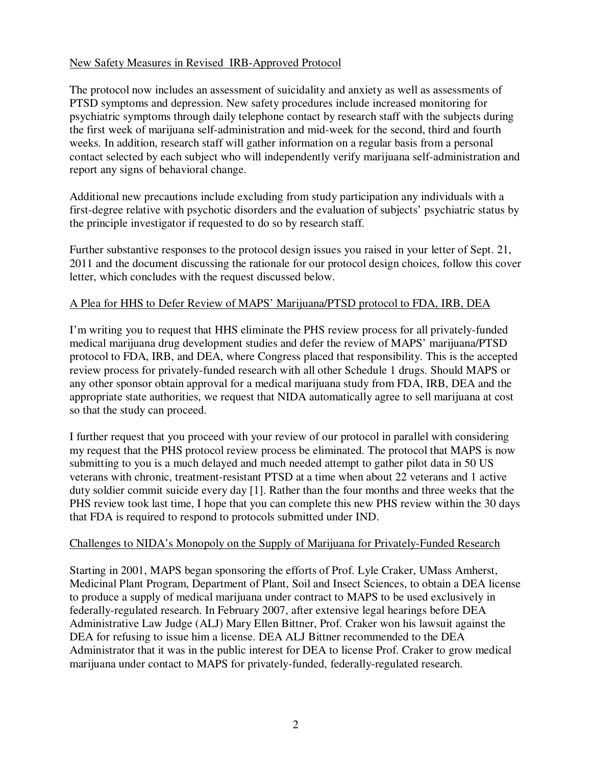New Safety Measures in Revised  IRB-Approved Protocol

The protocol now includes an assessment of suicidality and anxiety as well as assessments of PTSD symptoms and depression. New safety procedures include increased monitoring for psychiatric symptoms through daily telephone contact by research staff with the subjects during the first week of marijuana self-administration and mid-week for the second, third and fourth weeks. In addition, research staff will gather information on a regular basis from a personal contact selected by each subject who will independently verify marijuana self-administration and report any signs of behavioral change.

Additional new precautions include excluding from study participation any individuals with a first-degree relative with psychotic disorders and the evaluation of subjects' psychiatric status by the principle investigator if requested to do so by research staff.

Further substantive responses to the protocol design issues you raised in your letter of Sept. 21, 2011 and the document discussing the rationale for our protocol design choices, follow this cover letter, which concludes with the request discussed below.

A Plea for HHS to Defer Review of MAPS' Marijuana/PTSD protocol to FDA, IRB, DEA

I'm writing you to request that HHS eliminate the PHS review process for all privately-funded medical marijuana drug development studies and defer the review of MAPS' marijuana/PTSD protocol to FDA, IRB, and DEA, where Congress placed that responsibility. This is the accepted review process for privately-funded research with all other Schedule 1 drugs. Should MAPS or any other sponsor obtain approval for a medical marijuana study from FDA, IRB, DEA and the appropriate state authorities, we request that NIDA automatically agree to sell marijuana at cost so that the study can proceed.

I further request that you proceed with your review of our protocol in parallel with considering my request that the PHS protocol review process be eliminated. The protocol that MAPS is now submitting to you is a much delayed and much needed attempt to gather pilot data in 50 US veterans with chronic, treatment-resistant PTSD at a time when about 22 veterans and 1 active duty soldier commit suicide every day [1]. Rather than the four months and three weeks that the PHS review took last time, I hope that you can complete this new PHS review within the 30 days that FDA is required to respond to protocols submitted under IND.

Challenges to NIDA's Monopoly on the Supply of Marijuana for Privately-Funded Research

Starting in 2001, MAPS began sponsoring the efforts of Prof. Lyle Craker, UMass Amherst, Medicinal Plant Program, Department of Plant, Soil and Insect Sciences, to obtain a DEA license to produce a supply of medical marijuana under contract to MAPS to be used exclusively in federally-regulated research. In February 2007, after extensive legal hearings before DEA Administrative Law Judge (ALJ) Mary Ellen Bittner, Prof. Craker won his lawsuit against the DEA for refusing to issue him a license. DEA ALJ Bittner recommended to the DEA Administrator that it was in the public interest for DEA to license Prof. Craker to grow medical marijuana under contact to MAPS for privately-funded, federally-regulated research.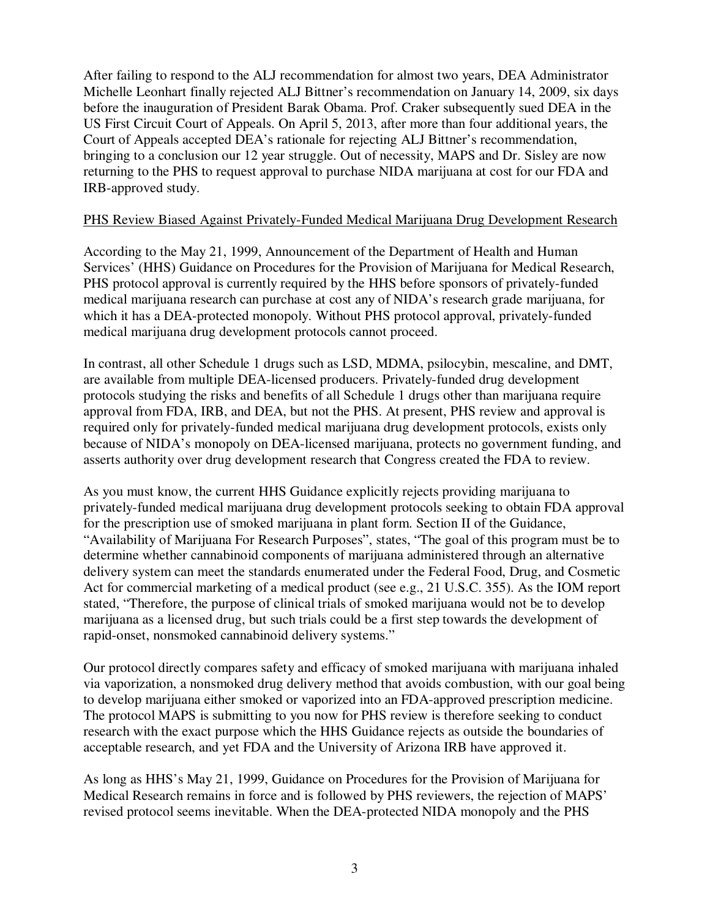After failing to respond to the ALJ recommendation for almost two years, DEA Administrator Michelle Leonhart finally rejected ALJ Bittner's recommendation on January 14, 2009, six days before the inauguration of President Barak Obama. Prof. Craker subsequently sued DEA in the US First Circuit Court of Appeals. On April 5, 2013, after more than four additional years, the Court of Appeals accepted DEA's rationale for rejecting ALJ Bittner's recommendation, bringing to a conclusion our 12 year struggle. Out of necessity, MAPS and Dr. Sisley are now returning to the PHS to request approval to purchase NIDA marijuana at cost for our FDA and IRB-approved study.

<u>PHS Review Biased Against Privately-Funded Medical Marijuana Drug Development Research</u>

According to the May 21, 1999, Announcement of the Department of Health and Human Services' (HHS) Guidance on Procedures for the Provision of Marijuana for Medical Research, PHS protocol approval is currently required by the HHS before sponsors of privately-funded medical marijuana research can purchase at cost any of NIDA's research grade marijuana, for which it has a DEA-protected monopoly. Without PHS protocol approval, privately-funded medical marijuana drug development protocols cannot proceed.

In contrast, all other Schedule 1 drugs such as LSD, MDMA, psilocybin, mescaline, and DMT, are available from multiple DEA-licensed producers. Privately-funded drug development protocols studying the risks and benefits of all Schedule 1 drugs other than marijuana require approval from FDA, IRB, and DEA, but not the PHS. At present, PHS review and approval is required only for privately-funded medical marijuana drug development protocols, exists only because of NIDA's monopoly on DEA-licensed marijuana, protects no government funding, and asserts authority over drug development research that Congress created the FDA to review.

As you must know, the current HHS Guidance explicitly rejects providing marijuana to privately-funded medical marijuana drug development protocols seeking to obtain FDA approval for the prescription use of smoked marijuana in plant form. Section II of the Guidance, "Availability of Marijuana For Research Purposes", states, "The goal of this program must be to determine whether cannabinoid components of marijuana administered through an alternative delivery system can meet the standards enumerated under the Federal Food, Drug, and Cosmetic Act for commercial marketing of a medical product (see e.g., 21 U.S.C. 355). As the IOM report stated, "Therefore, the purpose of clinical trials of smoked marijuana would not be to develop marijuana as a licensed drug, but such trials could be a first step towards the development of rapid-onset, nonsmoked cannabinoid delivery systems."

Our protocol directly compares safety and efficacy of smoked marijuana with marijuana inhaled via vaporization, a nonsmoked drug delivery method that avoids combustion, with our goal being to develop marijuana either smoked or vaporized into an FDA-approved prescription medicine. The protocol MAPS is submitting to you now for PHS review is therefore seeking to conduct research with the exact purpose which the HHS Guidance rejects as outside the boundaries of acceptable research, and yet FDA and the University of Arizona IRB have approved it.

As long as HHS's May 21, 1999, Guidance on Procedures for the Provision of Marijuana for Medical Research remains in force and is followed by PHS reviewers, the rejection of MAPS' revised protocol seems inevitable. When the DEA-protected NIDA monopoly and the PHS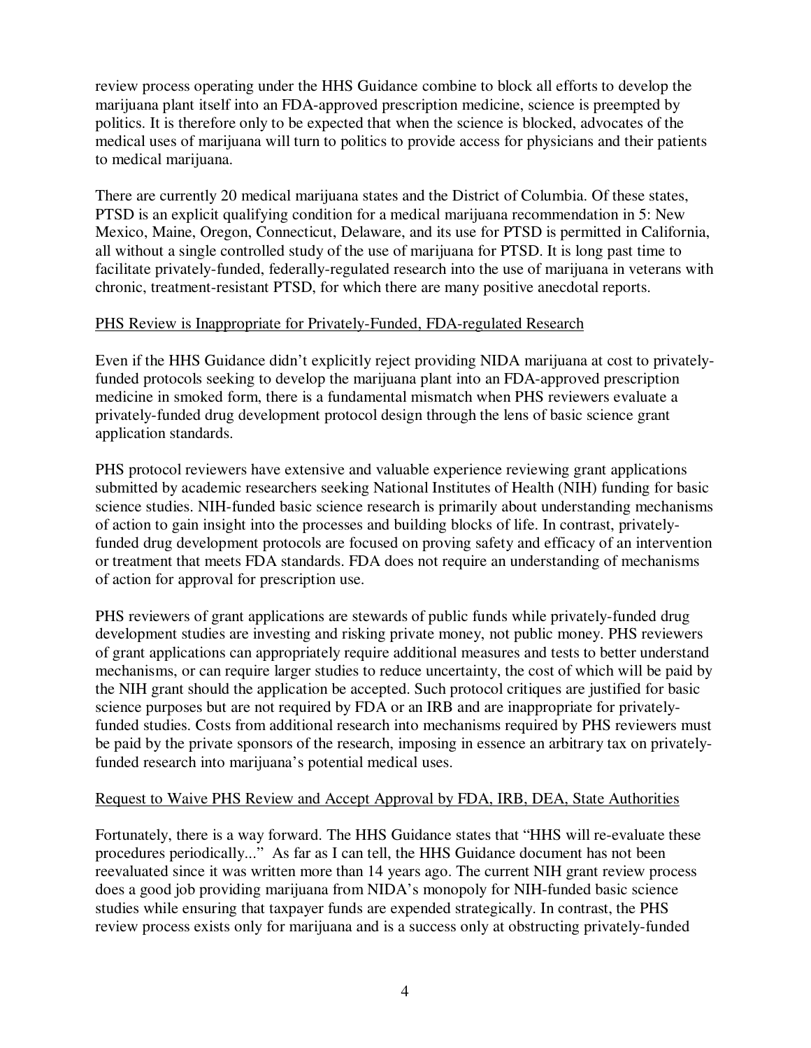review process operating under the HHS Guidance combine to block all efforts to develop the marijuana plant itself into an FDA-approved prescription medicine, science is preempted by politics. It is therefore only to be expected that when the science is blocked, advocates of the medical uses of marijuana will turn to politics to provide access for physicians and their patients to medical marijuana.

There are currently 20 medical marijuana states and the District of Columbia. Of these states, PTSD is an explicit qualifying condition for a medical marijuana recommendation in 5: New Mexico, Maine, Oregon, Connecticut, Delaware, and its use for PTSD is permitted in California, all without a single controlled study of the use of marijuana for PTSD. It is long past time to facilitate privately-funded, federally-regulated research into the use of marijuana in veterans with chronic, treatment-resistant PTSD, for which there are many positive anecdotal reports.

<u>PHS Review is Inappropriate for Privately-Funded, FDA-regulated Research</u>

Even if the HHS Guidance didn't explicitly reject providing NIDA marijuana at cost to privately-funded protocols seeking to develop the marijuana plant into an FDA-approved prescription medicine in smoked form, there is a fundamental mismatch when PHS reviewers evaluate a privately-funded drug development protocol design through the lens of basic science grant application standards.

PHS protocol reviewers have extensive and valuable experience reviewing grant applications submitted by academic researchers seeking National Institutes of Health (NIH) funding for basic science studies. NIH-funded basic science research is primarily about understanding mechanisms of action to gain insight into the processes and building blocks of life. In contrast, privately-funded drug development protocols are focused on proving safety and efficacy of an intervention or treatment that meets FDA standards. FDA does not require an understanding of mechanisms of action for approval for prescription use.

PHS reviewers of grant applications are stewards of public funds while privately-funded drug development studies are investing and risking private money, not public money. PHS reviewers of grant applications can appropriately require additional measures and tests to better understand mechanisms, or can require larger studies to reduce uncertainty, the cost of which will be paid by the NIH grant should the application be accepted. Such protocol critiques are justified for basic science purposes but are not required by FDA or an IRB and are inappropriate for privately-funded studies. Costs from additional research into mechanisms required by PHS reviewers must be paid by the private sponsors of the research, imposing in essence an arbitrary tax on privately-funded research into marijuana's potential medical uses.

<u>Request to Waive PHS Review and Accept Approval by FDA, IRB, DEA, State Authorities</u>

Fortunately, there is a way forward. The HHS Guidance states that "HHS will re-evaluate these procedures periodically..." As far as I can tell, the HHS Guidance document has not been reevaluated since it was written more than 14 years ago. The current NIH grant review process does a good job providing marijuana from NIDA's monopoly for NIH-funded basic science studies while ensuring that taxpayer funds are expended strategically. In contrast, the PHS review process exists only for marijuana and is a success only at obstructing privately-funded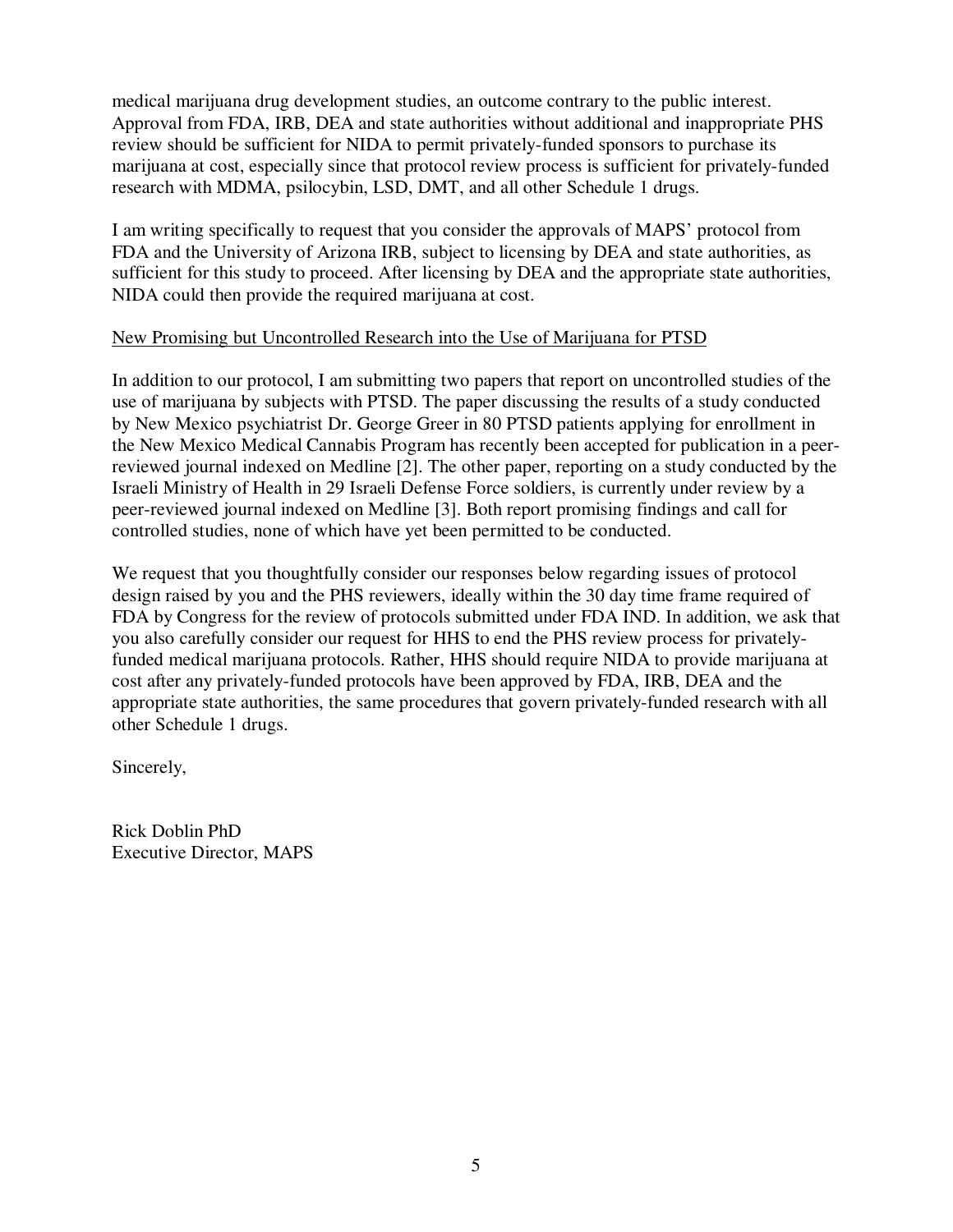medical marijuana drug development studies, an outcome contrary to the public interest. Approval from FDA, IRB, DEA and state authorities without additional and inappropriate PHS review should be sufficient for NIDA to permit privately-funded sponsors to purchase its marijuana at cost, especially since that protocol review process is sufficient for privately-funded research with MDMA, psilocybin, LSD, DMT, and all other Schedule 1 drugs.

I am writing specifically to request that you consider the approvals of MAPS' protocol from FDA and the University of Arizona IRB, subject to licensing by DEA and state authorities, as sufficient for this study to proceed. After licensing by DEA and the appropriate state authorities, NIDA could then provide the required marijuana at cost.

<u>New Promising but Uncontrolled Research into the Use of Marijuana for PTSD</u>

In addition to our protocol, I am submitting two papers that report on uncontrolled studies of the use of marijuana by subjects with PTSD. The paper discussing the results of a study conducted by New Mexico psychiatrist Dr. George Greer in 80 PTSD patients applying for enrollment in the New Mexico Medical Cannabis Program has recently been accepted for publication in a peer-reviewed journal indexed on Medline [2]. The other paper, reporting on a study conducted by the Israeli Ministry of Health in 29 Israeli Defense Force soldiers, is currently under review by a peer-reviewed journal indexed on Medline [3]. Both report promising findings and call for controlled studies, none of which have yet been permitted to be conducted.

We request that you thoughtfully consider our responses below regarding issues of protocol design raised by you and the PHS reviewers, ideally within the 30 day time frame required of FDA by Congress for the review of protocols submitted under FDA IND. In addition, we ask that you also carefully consider our request for HHS to end the PHS review process for privately-funded medical marijuana protocols. Rather, HHS should require NIDA to provide marijuana at cost after any privately-funded protocols have been approved by FDA, IRB, DEA and the appropriate state authorities, the same procedures that govern privately-funded research with all other Schedule 1 drugs.

Sincerely,

Rick Doblin PhD
Executive Director, MAPS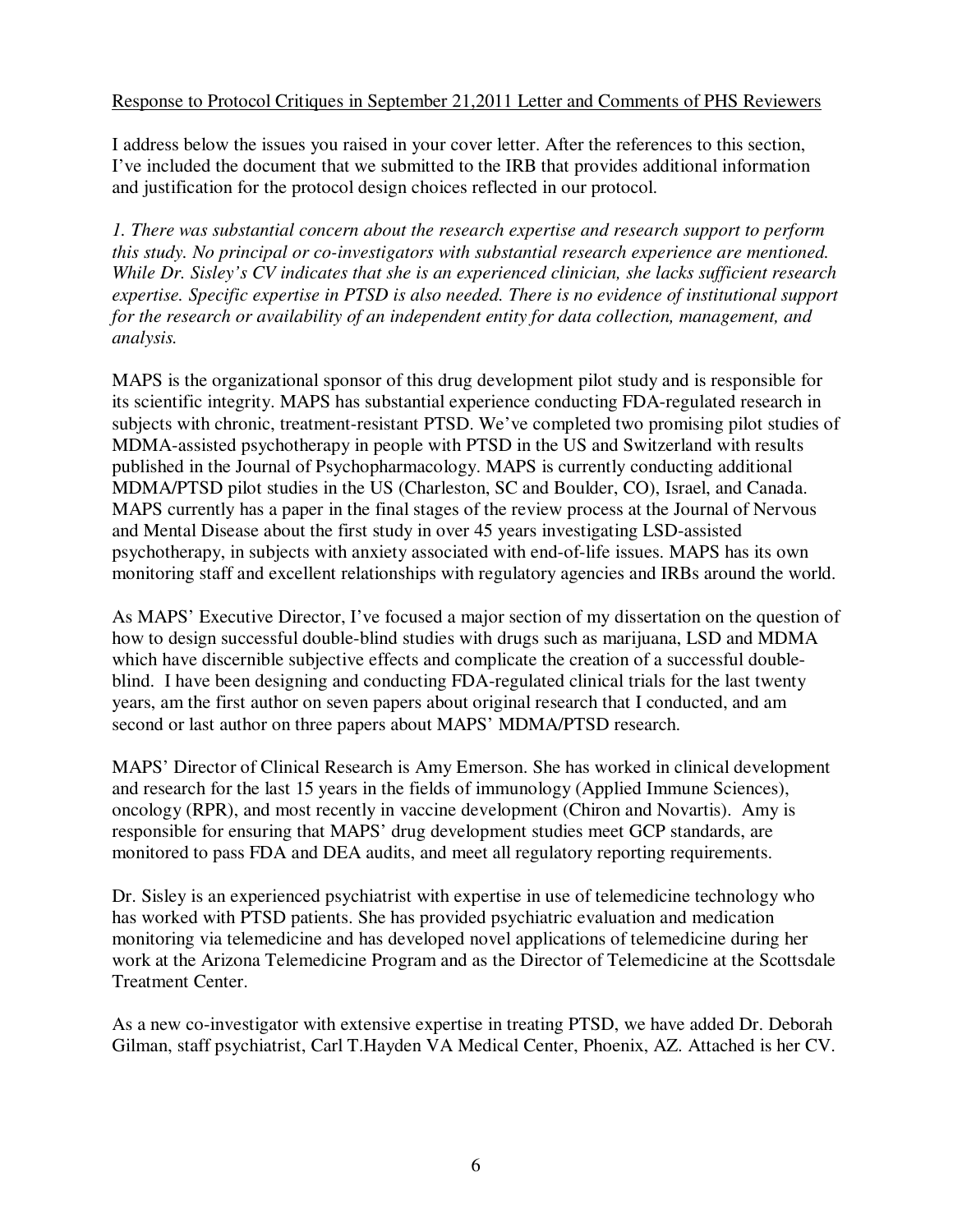<u>Response to Protocol Critiques in September 21,2011 Letter and Comments of PHS Reviewers</u>

I address below the issues you raised in your cover letter. After the references to this section, I've included the document that we submitted to the IRB that provides additional information and justification for the protocol design choices reflected in our protocol.

*1. There was substantial concern about the research expertise and research support to perform this study. No principal or co-investigators with substantial research experience are mentioned. While Dr. Sisley's CV indicates that she is an experienced clinician, she lacks sufficient research expertise. Specific expertise in PTSD is also needed. There is no evidence of institutional support for the research or availability of an independent entity for data collection, management, and analysis.*

MAPS is the organizational sponsor of this drug development pilot study and is responsible for its scientific integrity. MAPS has substantial experience conducting FDA-regulated research in subjects with chronic, treatment-resistant PTSD. We've completed two promising pilot studies of MDMA-assisted psychotherapy in people with PTSD in the US and Switzerland with results published in the Journal of Psychopharmacology. MAPS is currently conducting additional MDMA/PTSD pilot studies in the US (Charleston, SC and Boulder, CO), Israel, and Canada. MAPS currently has a paper in the final stages of the review process at the Journal of Nervous and Mental Disease about the first study in over 45 years investigating LSD-assisted psychotherapy, in subjects with anxiety associated with end-of-life issues. MAPS has its own monitoring staff and excellent relationships with regulatory agencies and IRBs around the world.

As MAPS' Executive Director, I've focused a major section of my dissertation on the question of how to design successful double-blind studies with drugs such as marijuana, LSD and MDMA which have discernible subjective effects and complicate the creation of a successful double-blind. I have been designing and conducting FDA-regulated clinical trials for the last twenty years, am the first author on seven papers about original research that I conducted, and am second or last author on three papers about MAPS' MDMA/PTSD research.

MAPS' Director of Clinical Research is Amy Emerson. She has worked in clinical development and research for the last 15 years in the fields of immunology (Applied Immune Sciences), oncology (RPR), and most recently in vaccine development (Chiron and Novartis). Amy is responsible for ensuring that MAPS' drug development studies meet GCP standards, are monitored to pass FDA and DEA audits, and meet all regulatory reporting requirements.

Dr. Sisley is an experienced psychiatrist with expertise in use of telemedicine technology who has worked with PTSD patients. She has provided psychiatric evaluation and medication monitoring via telemedicine and has developed novel applications of telemedicine during her work at the Arizona Telemedicine Program and as the Director of Telemedicine at the Scottsdale Treatment Center.

As a new co-investigator with extensive expertise in treating PTSD, we have added Dr. Deborah Gilman, staff psychiatrist, Carl T.Hayden VA Medical Center, Phoenix, AZ. Attached is her CV.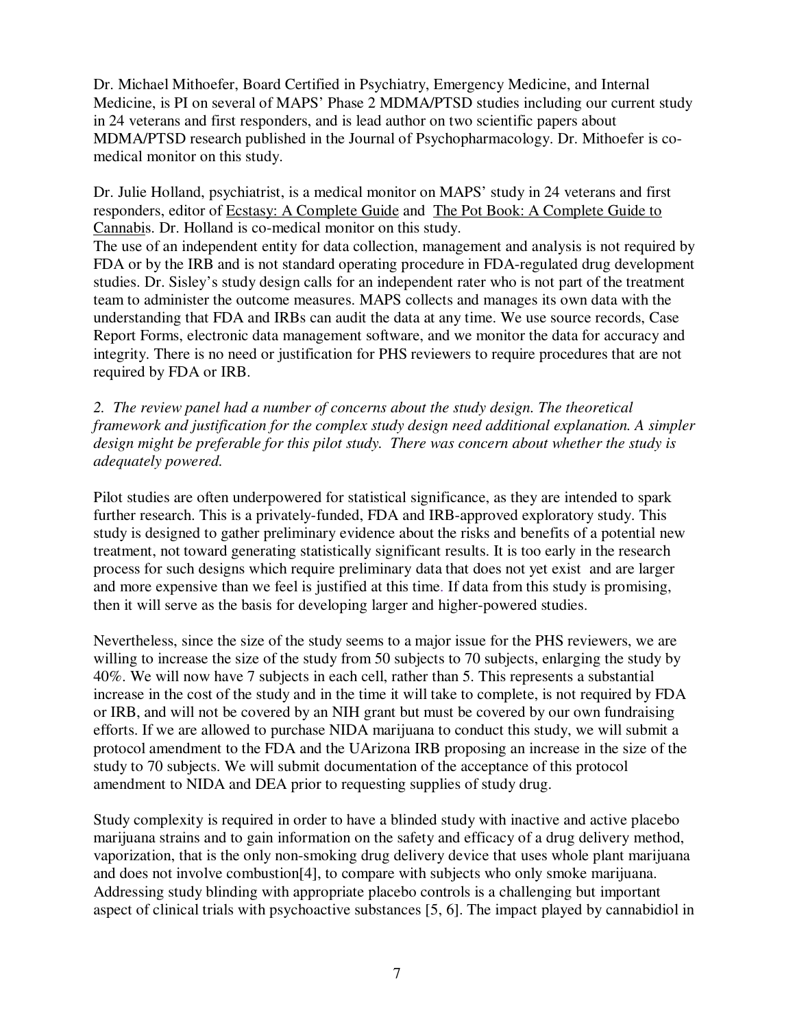Dr. Michael Mithoefer, Board Certified in Psychiatry, Emergency Medicine, and Internal Medicine, is PI on several of MAPS' Phase 2 MDMA/PTSD studies including our current study in 24 veterans and first responders, and is lead author on two scientific papers about MDMA/PTSD research published in the Journal of Psychopharmacology. Dr. Mithoefer is co-medical monitor on this study.

Dr. Julie Holland, psychiatrist, is a medical monitor on MAPS' study in 24 veterans and first responders, editor of Ecstasy: A Complete Guide and The Pot Book: A Complete Guide to Cannabis. Dr. Holland is co-medical monitor on this study.

The use of an independent entity for data collection, management and analysis is not required by FDA or by the IRB and is not standard operating procedure in FDA-regulated drug development studies. Dr. Sisley's study design calls for an independent rater who is not part of the treatment team to administer the outcome measures. MAPS collects and manages its own data with the understanding that FDA and IRBs can audit the data at any time. We use source records, Case Report Forms, electronic data management software, and we monitor the data for accuracy and integrity. There is no need or justification for PHS reviewers to require procedures that are not required by FDA or IRB.

*2. The review panel had a number of concerns about the study design. The theoretical framework and justification for the complex study design need additional explanation. A simpler design might be preferable for this pilot study. There was concern about whether the study is adequately powered.*

Pilot studies are often underpowered for statistical significance, as they are intended to spark further research. This is a privately-funded, FDA and IRB-approved exploratory study. This study is designed to gather preliminary evidence about the risks and benefits of a potential new treatment, not toward generating statistically significant results. It is too early in the research process for such designs which require preliminary data that does not yet exist and are larger and more expensive than we feel is justified at this time. If data from this study is promising, then it will serve as the basis for developing larger and higher-powered studies.

Nevertheless, since the size of the study seems to a major issue for the PHS reviewers, we are willing to increase the size of the study from 50 subjects to 70 subjects, enlarging the study by 40%. We will now have 7 subjects in each cell, rather than 5. This represents a substantial increase in the cost of the study and in the time it will take to complete, is not required by FDA or IRB, and will not be covered by an NIH grant but must be covered by our own fundraising efforts. If we are allowed to purchase NIDA marijuana to conduct this study, we will submit a protocol amendment to the FDA and the UArizona IRB proposing an increase in the size of the study to 70 subjects. We will submit documentation of the acceptance of this protocol amendment to NIDA and DEA prior to requesting supplies of study drug.

Study complexity is required in order to have a blinded study with inactive and active placebo marijuana strains and to gain information on the safety and efficacy of a drug delivery method, vaporization, that is the only non-smoking drug delivery device that uses whole plant marijuana and does not involve combustion[4], to compare with subjects who only smoke marijuana. Addressing study blinding with appropriate placebo controls is a challenging but important aspect of clinical trials with psychoactive substances [5, 6]. The impact played by cannabidiol in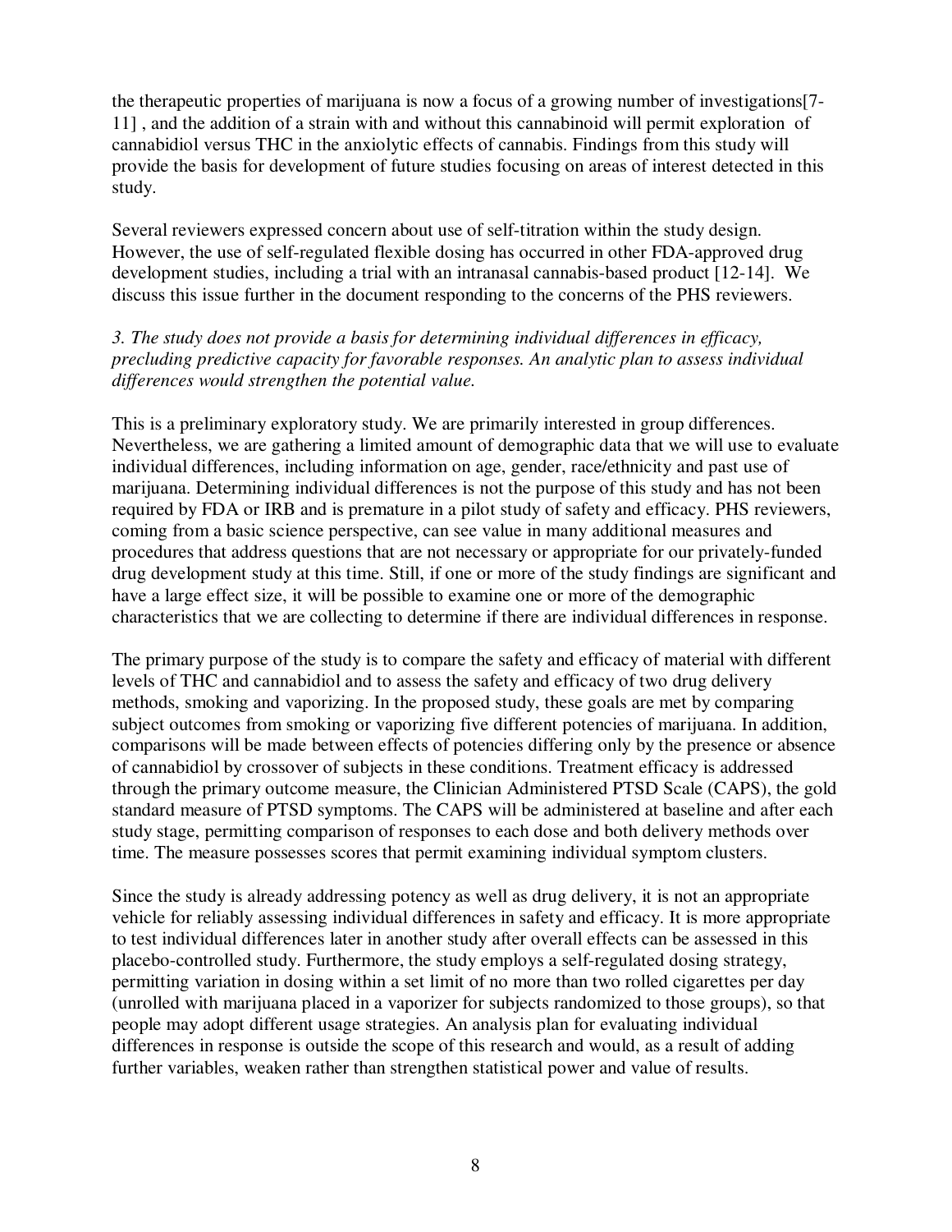the therapeutic properties of marijuana is now a focus of a growing number of investigations[7-11] , and the addition of a strain with and without this cannabinoid will permit exploration of cannabidiol versus THC in the anxiolytic effects of cannabis. Findings from this study will provide the basis for development of future studies focusing on areas of interest detected in this study.

Several reviewers expressed concern about use of self-titration within the study design. However, the use of self-regulated flexible dosing has occurred in other FDA-approved drug development studies, including a trial with an intranasal cannabis-based product [12-14]. We discuss this issue further in the document responding to the concerns of the PHS reviewers.

*3. The study does not provide a basis for determining individual differences in efficacy, precluding predictive capacity for favorable responses. An analytic plan to assess individual differences would strengthen the potential value.*

This is a preliminary exploratory study. We are primarily interested in group differences. Nevertheless, we are gathering a limited amount of demographic data that we will use to evaluate individual differences, including information on age, gender, race/ethnicity and past use of marijuana. Determining individual differences is not the purpose of this study and has not been required by FDA or IRB and is premature in a pilot study of safety and efficacy. PHS reviewers, coming from a basic science perspective, can see value in many additional measures and procedures that address questions that are not necessary or appropriate for our privately-funded drug development study at this time. Still, if one or more of the study findings are significant and have a large effect size, it will be possible to examine one or more of the demographic characteristics that we are collecting to determine if there are individual differences in response.

The primary purpose of the study is to compare the safety and efficacy of material with different levels of THC and cannabidiol and to assess the safety and efficacy of two drug delivery methods, smoking and vaporizing. In the proposed study, these goals are met by comparing subject outcomes from smoking or vaporizing five different potencies of marijuana. In addition, comparisons will be made between effects of potencies differing only by the presence or absence of cannabidiol by crossover of subjects in these conditions. Treatment efficacy is addressed through the primary outcome measure, the Clinician Administered PTSD Scale (CAPS), the gold standard measure of PTSD symptoms. The CAPS will be administered at baseline and after each study stage, permitting comparison of responses to each dose and both delivery methods over time. The measure possesses scores that permit examining individual symptom clusters.

Since the study is already addressing potency as well as drug delivery, it is not an appropriate vehicle for reliably assessing individual differences in safety and efficacy. It is more appropriate to test individual differences later in another study after overall effects can be assessed in this placebo-controlled study. Furthermore, the study employs a self-regulated dosing strategy, permitting variation in dosing within a set limit of no more than two rolled cigarettes per day (unrolled with marijuana placed in a vaporizer for subjects randomized to those groups), so that people may adopt different usage strategies. An analysis plan for evaluating individual differences in response is outside the scope of this research and would, as a result of adding further variables, weaken rather than strengthen statistical power and value of results.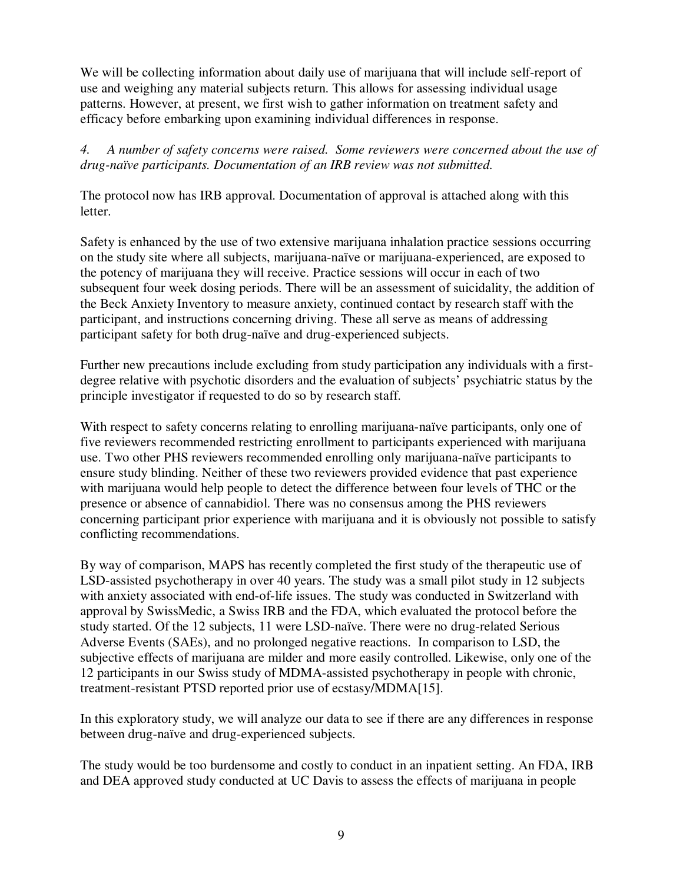We will be collecting information about daily use of marijuana that will include self-report of use and weighing any material subjects return. This allows for assessing individual usage patterns. However, at present, we first wish to gather information on treatment safety and efficacy before embarking upon examining individual differences in response.

*4. A number of safety concerns were raised. Some reviewers were concerned about the use of drug-naïve participants. Documentation of an IRB review was not submitted.*

The protocol now has IRB approval. Documentation of approval is attached along with this letter.

Safety is enhanced by the use of two extensive marijuana inhalation practice sessions occurring on the study site where all subjects, marijuana-naïve or marijuana-experienced, are exposed to the potency of marijuana they will receive. Practice sessions will occur in each of two subsequent four week dosing periods. There will be an assessment of suicidality, the addition of the Beck Anxiety Inventory to measure anxiety, continued contact by research staff with the participant, and instructions concerning driving. These all serve as means of addressing participant safety for both drug-naïve and drug-experienced subjects.

Further new precautions include excluding from study participation any individuals with a first-degree relative with psychotic disorders and the evaluation of subjects' psychiatric status by the principle investigator if requested to do so by research staff.

With respect to safety concerns relating to enrolling marijuana-naïve participants, only one of five reviewers recommended restricting enrollment to participants experienced with marijuana use. Two other PHS reviewers recommended enrolling only marijuana-naïve participants to ensure study blinding. Neither of these two reviewers provided evidence that past experience with marijuana would help people to detect the difference between four levels of THC or the presence or absence of cannabidiol. There was no consensus among the PHS reviewers concerning participant prior experience with marijuana and it is obviously not possible to satisfy conflicting recommendations.

By way of comparison, MAPS has recently completed the first study of the therapeutic use of LSD-assisted psychotherapy in over 40 years. The study was a small pilot study in 12 subjects with anxiety associated with end-of-life issues. The study was conducted in Switzerland with approval by SwissMedic, a Swiss IRB and the FDA, which evaluated the protocol before the study started. Of the 12 subjects, 11 were LSD-naïve. There were no drug-related Serious Adverse Events (SAEs), and no prolonged negative reactions. In comparison to LSD, the subjective effects of marijuana are milder and more easily controlled. Likewise, only one of the 12 participants in our Swiss study of MDMA-assisted psychotherapy in people with chronic, treatment-resistant PTSD reported prior use of ecstasy/MDMA[15].

In this exploratory study, we will analyze our data to see if there are any differences in response between drug-naïve and drug-experienced subjects.

The study would be too burdensome and costly to conduct in an inpatient setting. An FDA, IRB and DEA approved study conducted at UC Davis to assess the effects of marijuana in people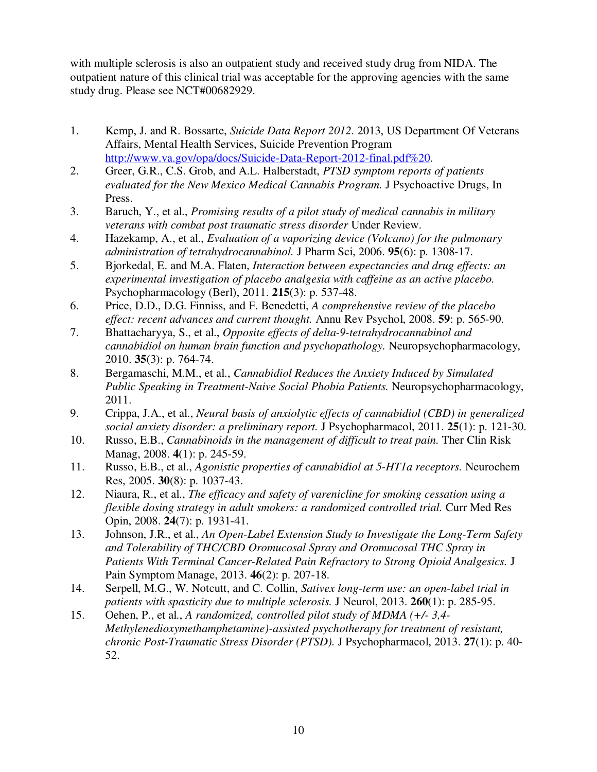with multiple sclerosis is also an outpatient study and received study drug from NIDA. The outpatient nature of this clinical trial was acceptable for the approving agencies with the same study drug. Please see NCT#00682929.

1. Kemp, J. and R. Bossarte, *Suicide Data Report 2012*. 2013, US Department Of Veterans Affairs, Mental Health Services, Suicide Prevention Program http://www.va.gov/opa/docs/Suicide-Data-Report-2012-final.pdf%20.
2. Greer, G.R., C.S. Grob, and A.L. Halberstadt, *PTSD symptom reports of patients evaluated for the New Mexico Medical Cannabis Program.* J Psychoactive Drugs, In Press.
3. Baruch, Y., et al., *Promising results of a pilot study of medical cannabis in military veterans with combat post traumatic stress disorder* Under Review.
4. Hazekamp, A., et al., *Evaluation of a vaporizing device (Volcano) for the pulmonary administration of tetrahydrocannabinol.* J Pharm Sci, 2006. **95**(6): p. 1308-17.
5. Bjorkedal, E. and M.A. Flaten, *Interaction between expectancies and drug effects: an experimental investigation of placebo analgesia with caffeine as an active placebo.* Psychopharmacology (Berl), 2011. **215**(3): p. 537-48.
6. Price, D.D., D.G. Finniss, and F. Benedetti, *A comprehensive review of the placebo effect: recent advances and current thought.* Annu Rev Psychol, 2008. **59**: p. 565-90.
7. Bhattacharyya, S., et al., *Opposite effects of delta-9-tetrahydrocannabinol and cannabidiol on human brain function and psychopathology.* Neuropsychopharmacology, 2010. **35**(3): p. 764-74.
8. Bergamaschi, M.M., et al., *Cannabidiol Reduces the Anxiety Induced by Simulated Public Speaking in Treatment-Naive Social Phobia Patients.* Neuropsychopharmacology, 2011.
9. Crippa, J.A., et al., *Neural basis of anxiolytic effects of cannabidiol (CBD) in generalized social anxiety disorder: a preliminary report.* J Psychopharmacol, 2011. **25**(1): p. 121-30.
10. Russo, E.B., *Cannabinoids in the management of difficult to treat pain.* Ther Clin Risk Manag, 2008. **4**(1): p. 245-59.
11. Russo, E.B., et al., *Agonistic properties of cannabidiol at 5-HT1a receptors.* Neurochem Res, 2005. **30**(8): p. 1037-43.
12. Niaura, R., et al., *The efficacy and safety of varenicline for smoking cessation using a flexible dosing strategy in adult smokers: a randomized controlled trial.* Curr Med Res Opin, 2008. **24**(7): p. 1931-41.
13. Johnson, J.R., et al., *An Open-Label Extension Study to Investigate the Long-Term Safety and Tolerability of THC/CBD Oromucosal Spray and Oromucosal THC Spray in Patients With Terminal Cancer-Related Pain Refractory to Strong Opioid Analgesics.* J Pain Symptom Manage, 2013. **46**(2): p. 207-18.
14. Serpell, M.G., W. Notcutt, and C. Collin, *Sativex long-term use: an open-label trial in patients with spasticity due to multiple sclerosis.* J Neurol, 2013. **260**(1): p. 285-95.
15. Oehen, P., et al., *A randomized, controlled pilot study of MDMA (+/- 3,4-Methylenedioxymethamphetamine)-assisted psychotherapy for treatment of resistant, chronic Post-Traumatic Stress Disorder (PTSD).* J Psychopharmacol, 2013. **27**(1): p. 40-52.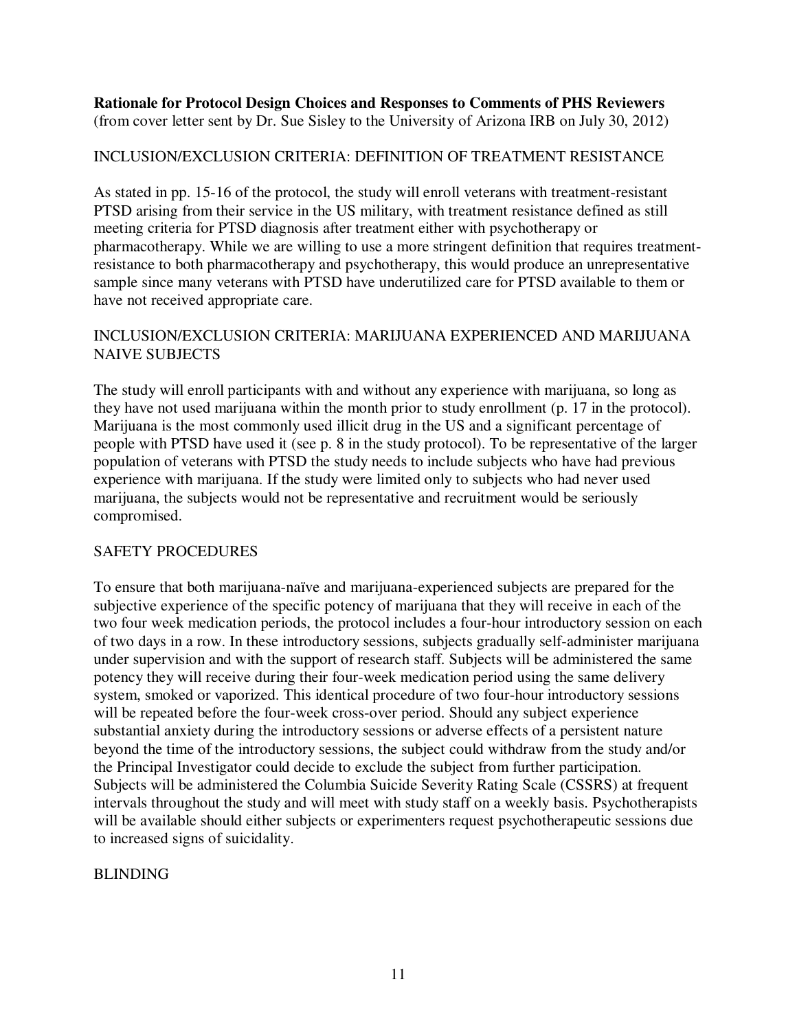**Rationale for Protocol Design Choices and Responses to Comments of PHS Reviewers**
(from cover letter sent by Dr. Sue Sisley to the University of Arizona IRB on July 30, 2012)

INCLUSION/EXCLUSION CRITERIA: DEFINITION OF TREATMENT RESISTANCE

As stated in pp. 15-16 of the protocol, the study will enroll veterans with treatment-resistant PTSD arising from their service in the US military, with treatment resistance defined as still meeting criteria for PTSD diagnosis after treatment either with psychotherapy or pharmacotherapy. While we are willing to use a more stringent definition that requires treatment-resistance to both pharmacotherapy and psychotherapy, this would produce an unrepresentative sample since many veterans with PTSD have underutilized care for PTSD available to them or have not received appropriate care.

INCLUSION/EXCLUSION CRITERIA: MARIJUANA EXPERIENCED AND MARIJUANA NAIVE SUBJECTS

The study will enroll participants with and without any experience with marijuana, so long as they have not used marijuana within the month prior to study enrollment (p. 17 in the protocol). Marijuana is the most commonly used illicit drug in the US and a significant percentage of people with PTSD have used it (see p. 8 in the study protocol). To be representative of the larger population of veterans with PTSD the study needs to include subjects who have had previous experience with marijuana. If the study were limited only to subjects who had never used marijuana, the subjects would not be representative and recruitment would be seriously compromised.

SAFETY PROCEDURES

To ensure that both marijuana-naïve and marijuana-experienced subjects are prepared for the subjective experience of the specific potency of marijuana that they will receive in each of the two four week medication periods, the protocol includes a four-hour introductory session on each of two days in a row. In these introductory sessions, subjects gradually self-administer marijuana under supervision and with the support of research staff. Subjects will be administered the same potency they will receive during their four-week medication period using the same delivery system, smoked or vaporized. This identical procedure of two four-hour introductory sessions will be repeated before the four-week cross-over period. Should any subject experience substantial anxiety during the introductory sessions or adverse effects of a persistent nature beyond the time of the introductory sessions, the subject could withdraw from the study and/or the Principal Investigator could decide to exclude the subject from further participation. Subjects will be administered the Columbia Suicide Severity Rating Scale (CSSRS) at frequent intervals throughout the study and will meet with study staff on a weekly basis. Psychotherapists will be available should either subjects or experimenters request psychotherapeutic sessions due to increased signs of suicidality.

BLINDING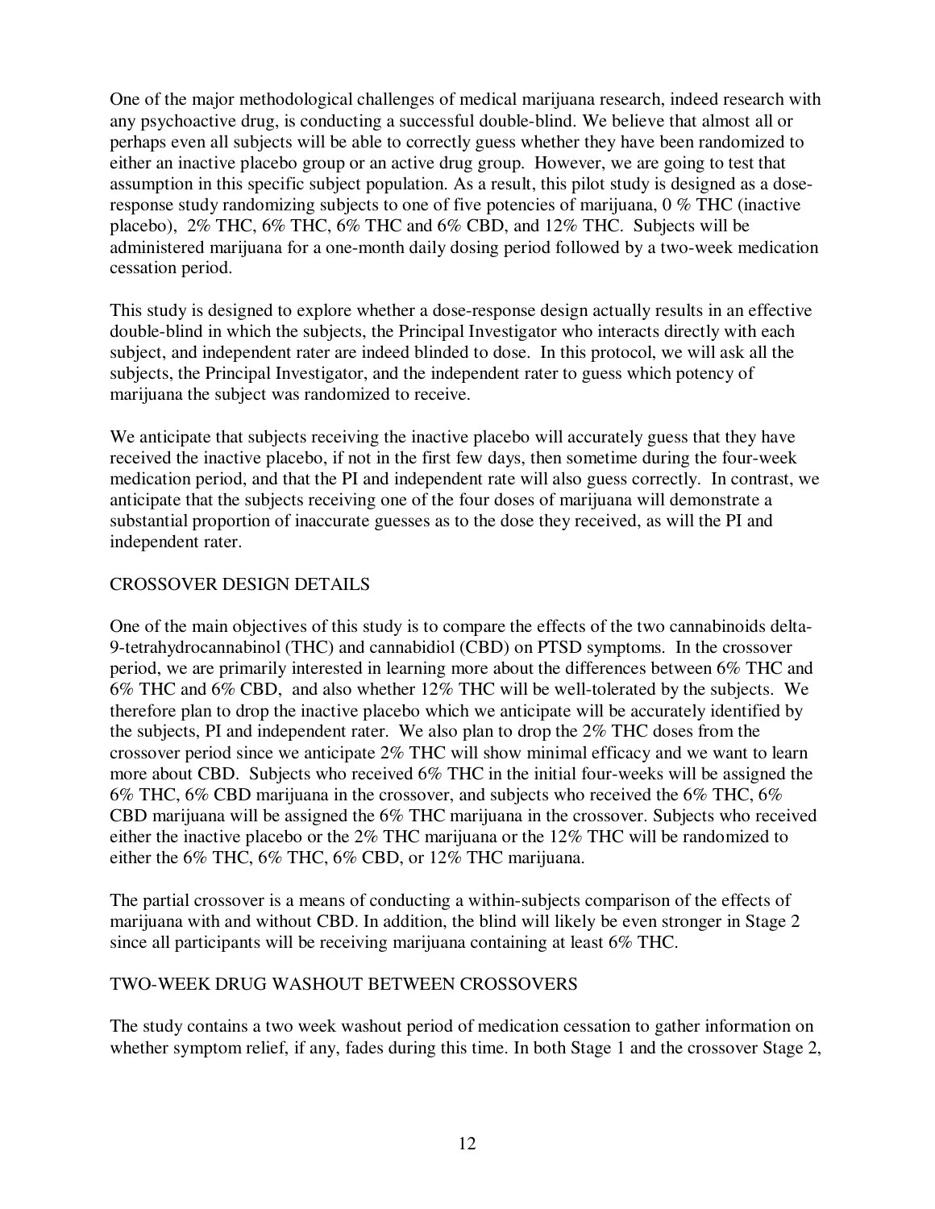One of the major methodological challenges of medical marijuana research, indeed research with any psychoactive drug, is conducting a successful double-blind. We believe that almost all or perhaps even all subjects will be able to correctly guess whether they have been randomized to either an inactive placebo group or an active drug group. However, we are going to test that assumption in this specific subject population. As a result, this pilot study is designed as a dose-response study randomizing subjects to one of five potencies of marijuana, 0 % THC (inactive placebo), 2% THC, 6% THC, 6% THC and 6% CBD, and 12% THC. Subjects will be administered marijuana for a one-month daily dosing period followed by a two-week medication cessation period.

This study is designed to explore whether a dose-response design actually results in an effective double-blind in which the subjects, the Principal Investigator who interacts directly with each subject, and independent rater are indeed blinded to dose. In this protocol, we will ask all the subjects, the Principal Investigator, and the independent rater to guess which potency of marijuana the subject was randomized to receive.

We anticipate that subjects receiving the inactive placebo will accurately guess that they have received the inactive placebo, if not in the first few days, then sometime during the four-week medication period, and that the PI and independent rate will also guess correctly. In contrast, we anticipate that the subjects receiving one of the four doses of marijuana will demonstrate a substantial proportion of inaccurate guesses as to the dose they received, as will the PI and independent rater.

## CROSSOVER DESIGN DETAILS

One of the main objectives of this study is to compare the effects of the two cannabinoids delta-9-tetrahydrocannabinol (THC) and cannabidiol (CBD) on PTSD symptoms. In the crossover period, we are primarily interested in learning more about the differences between 6% THC and 6% THC and 6% CBD, and also whether 12% THC will be well-tolerated by the subjects. We therefore plan to drop the inactive placebo which we anticipate will be accurately identified by the subjects, PI and independent rater. We also plan to drop the 2% THC doses from the crossover period since we anticipate 2% THC will show minimal efficacy and we want to learn more about CBD. Subjects who received 6% THC in the initial four-weeks will be assigned the 6% THC, 6% CBD marijuana in the crossover, and subjects who received the 6% THC, 6% CBD marijuana will be assigned the 6% THC marijuana in the crossover. Subjects who received either the inactive placebo or the 2% THC marijuana or the 12% THC will be randomized to either the 6% THC, 6% THC, 6% CBD, or 12% THC marijuana.

The partial crossover is a means of conducting a within-subjects comparison of the effects of marijuana with and without CBD. In addition, the blind will likely be even stronger in Stage 2 since all participants will be receiving marijuana containing at least 6% THC.

## TWO-WEEK DRUG WASHOUT BETWEEN CROSSOVERS

The study contains a two week washout period of medication cessation to gather information on whether symptom relief, if any, fades during this time. In both Stage 1 and the crossover Stage 2,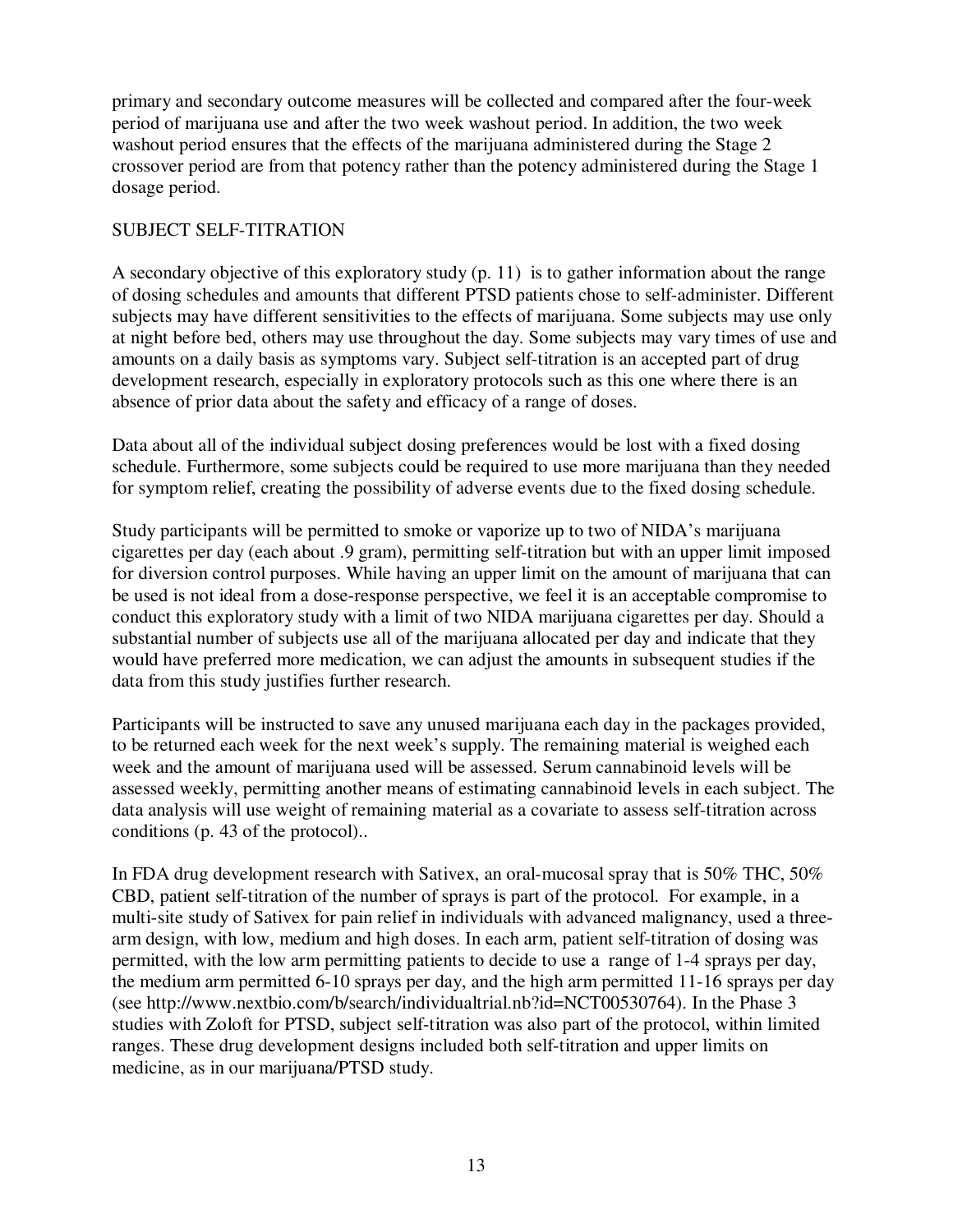primary and secondary outcome measures will be collected and compared after the four-week period of marijuana use and after the two week washout period. In addition, the two week washout period ensures that the effects of the marijuana administered during the Stage 2 crossover period are from that potency rather than the potency administered during the Stage 1 dosage period.

## SUBJECT SELF-TITRATION

A secondary objective of this exploratory study (p. 11) is to gather information about the range of dosing schedules and amounts that different PTSD patients chose to self-administer. Different subjects may have different sensitivities to the effects of marijuana. Some subjects may use only at night before bed, others may use throughout the day. Some subjects may vary times of use and amounts on a daily basis as symptoms vary. Subject self-titration is an accepted part of drug development research, especially in exploratory protocols such as this one where there is an absence of prior data about the safety and efficacy of a range of doses.

Data about all of the individual subject dosing preferences would be lost with a fixed dosing schedule. Furthermore, some subjects could be required to use more marijuana than they needed for symptom relief, creating the possibility of adverse events due to the fixed dosing schedule.

Study participants will be permitted to smoke or vaporize up to two of NIDA's marijuana cigarettes per day (each about .9 gram), permitting self-titration but with an upper limit imposed for diversion control purposes. While having an upper limit on the amount of marijuana that can be used is not ideal from a dose-response perspective, we feel it is an acceptable compromise to conduct this exploratory study with a limit of two NIDA marijuana cigarettes per day. Should a substantial number of subjects use all of the marijuana allocated per day and indicate that they would have preferred more medication, we can adjust the amounts in subsequent studies if the data from this study justifies further research.

Participants will be instructed to save any unused marijuana each day in the packages provided, to be returned each week for the next week's supply. The remaining material is weighed each week and the amount of marijuana used will be assessed. Serum cannabinoid levels will be assessed weekly, permitting another means of estimating cannabinoid levels in each subject. The data analysis will use weight of remaining material as a covariate to assess self-titration across conditions (p. 43 of the protocol)..

In FDA drug development research with Sativex, an oral-mucosal spray that is 50% THC, 50% CBD, patient self-titration of the number of sprays is part of the protocol. For example, in a multi-site study of Sativex for pain relief in individuals with advanced malignancy, used a three-arm design, with low, medium and high doses. In each arm, patient self-titration of dosing was permitted, with the low arm permitting patients to decide to use a range of 1-4 sprays per day, the medium arm permitted 6-10 sprays per day, and the high arm permitted 11-16 sprays per day (see http://www.nextbio.com/b/search/individualtrial.nb?id=NCT00530764). In the Phase 3 studies with Zoloft for PTSD, subject self-titration was also part of the protocol, within limited ranges. These drug development designs included both self-titration and upper limits on medicine, as in our marijuana/PTSD study.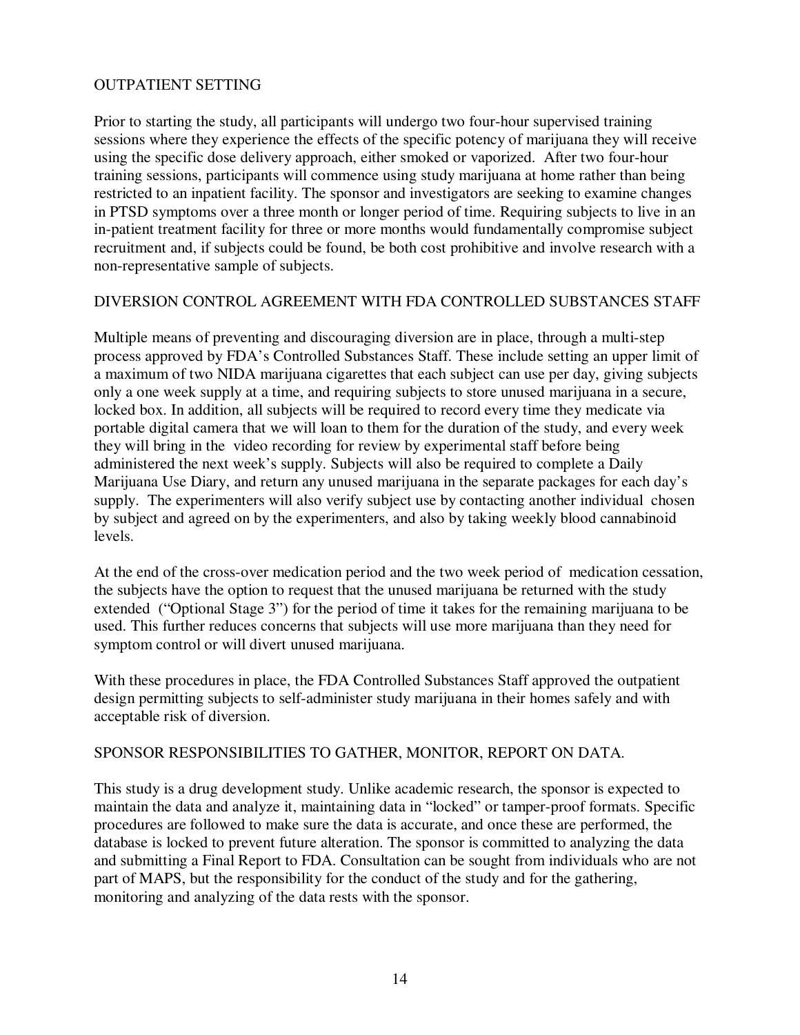## OUTPATIENT SETTING

Prior to starting the study, all participants will undergo two four-hour supervised training sessions where they experience the effects of the specific potency of marijuana they will receive using the specific dose delivery approach, either smoked or vaporized. After two four-hour training sessions, participants will commence using study marijuana at home rather than being restricted to an inpatient facility. The sponsor and investigators are seeking to examine changes in PTSD symptoms over a three month or longer period of time. Requiring subjects to live in an in-patient treatment facility for three or more months would fundamentally compromise subject recruitment and, if subjects could be found, be both cost prohibitive and involve research with a non-representative sample of subjects.

## DIVERSION CONTROL AGREEMENT WITH FDA CONTROLLED SUBSTANCES STAFF

Multiple means of preventing and discouraging diversion are in place, through a multi-step process approved by FDA's Controlled Substances Staff. These include setting an upper limit of a maximum of two NIDA marijuana cigarettes that each subject can use per day, giving subjects only a one week supply at a time, and requiring subjects to store unused marijuana in a secure, locked box. In addition, all subjects will be required to record every time they medicate via portable digital camera that we will loan to them for the duration of the study, and every week they will bring in the video recording for review by experimental staff before being administered the next week's supply. Subjects will also be required to complete a Daily Marijuana Use Diary, and return any unused marijuana in the separate packages for each day's supply. The experimenters will also verify subject use by contacting another individual chosen by subject and agreed on by the experimenters, and also by taking weekly blood cannabinoid levels.

At the end of the cross-over medication period and the two week period of medication cessation, the subjects have the option to request that the unused marijuana be returned with the study extended ("Optional Stage 3") for the period of time it takes for the remaining marijuana to be used. This further reduces concerns that subjects will use more marijuana than they need for symptom control or will divert unused marijuana.

With these procedures in place, the FDA Controlled Substances Staff approved the outpatient design permitting subjects to self-administer study marijuana in their homes safely and with acceptable risk of diversion.

## SPONSOR RESPONSIBILITIES TO GATHER, MONITOR, REPORT ON DATA.

This study is a drug development study. Unlike academic research, the sponsor is expected to maintain the data and analyze it, maintaining data in "locked" or tamper-proof formats. Specific procedures are followed to make sure the data is accurate, and once these are performed, the database is locked to prevent future alteration. The sponsor is committed to analyzing the data and submitting a Final Report to FDA. Consultation can be sought from individuals who are not part of MAPS, but the responsibility for the conduct of the study and for the gathering, monitoring and analyzing of the data rests with the sponsor.